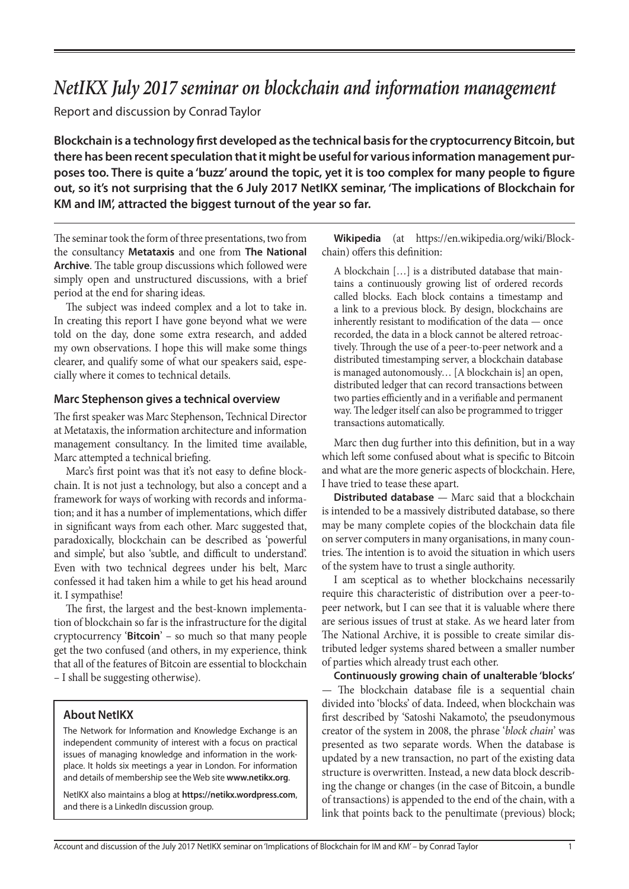# *NetIKX July 2017 seminar on blockchain and information management*

Report and discussion by Conrad Taylor

**Blockchain is a technology first developed as the technical basis for the cryptocurrency Bitcoin, but there has been recent speculation that it might be useful for various information management purposes too. There is quite a 'buzz' around the topic, yet it is too complex for many people to figure out, so it's not surprising that the 6 July 2017 NetIKX seminar, 'The implications of Blockchain for KM and IM', attracted the biggest turnout of the year so far.**

---

The seminar took the form of three presentations, two from the consultancy **Metataxis** and one from **The National Archive**. The table group discussions which followed were simply open and unstructured discussions, with a brief period at the end for sharing ideas.

The subject was indeed complex and a lot to take in. In creating this report I have gone beyond what we were told on the day, done some extra research, and added my own observations. I hope this will make some things clearer, and qualify some of what our speakers said, especially where it comes to technical details.

## Marc Stephenson gives a technical overview

The first speaker was Marc Stephenson, Technical Director at Metataxis, the information architecture and information management consultancy. In the limited time available, Marc attempted a technical briefing.

Marc's first point was that it's not easy to define blockchain. It is not just a technology, but also a concept and a framework for ways of working with records and information; and it has a number of implementations, which differ in significant ways from each other. Marc suggested that, paradoxically, blockchain can be described as 'powerful and simple', but also 'subtle, and difficult to understand'. Even with two technical degrees under his belt, Marc confessed it had taken him a while to get his head around it. I sympathise!

The first, the largest and the best-known implementation of blockchain so far is the infrastructure for the digital cryptocurrency '**Bitcoin**' – so much so that many people get the two confused (and others, in my experience, think that all of the features of Bitcoin are essential to blockchain – I shall be suggesting otherwise).

> ### About NetIKX
>
> The Network for Information and Knowledge Exchange is an independent community of interest with a focus on practical issues of managing knowledge and information in the workplace. It holds six meetings a year in London. For information and details of membership see the Web site **www.netikx.org**.
>
> NetIKX also maintains a blog at **https://netikx.wordpress.com**, and there is a LinkedIn discussion group.

**Wikipedia** (at https://en.wikipedia.org/wiki/Blockchain) offers this definition:

> A blockchain […] is a distributed database that maintains a continuously growing list of ordered records called blocks. Each block contains a timestamp and a link to a previous block. By design, blockchains are inherently resistant to modification of the data — once recorded, the data in a block cannot be altered retroactively. Through the use of a peer-to-peer network and a distributed timestamping server, a blockchain database is managed autonomously… [A blockchain is] an open, distributed ledger that can record transactions between two parties efficiently and in a verifiable and permanent way. The ledger itself can also be programmed to trigger transactions automatically.

Marc then dug further into this definition, but in a way which left some confused about what is specific to Bitcoin and what are the more generic aspects of blockchain. Here, I have tried to tease these apart.

**Distributed database** — Marc said that a blockchain is intended to be a massively distributed database, so there may be many complete copies of the blockchain data file on server computers in many organisations, in many countries. The intention is to avoid the situation in which users of the system have to trust a single authority.

I am sceptical as to whether blockchains necessarily require this characteristic of distribution over a peer-to-peer network, but I can see that it is valuable where there are serious issues of trust at stake. As we heard later from The National Archive, it is possible to create similar distributed ledger systems shared between a smaller number of parties which already trust each other.

**Continuously growing chain of unalterable 'blocks'** — The blockchain database file is a sequential chain divided into 'blocks' of data. Indeed, when blockchain was first described by 'Satoshi Nakamoto', the pseudonymous creator of the system in 2008, the phrase '*block chain*' was presented as two separate words. When the database is updated by a new transaction, no part of the existing data structure is overwritten. Instead, a new data block describing the change or changes (in the case of Bitcoin, a bundle of transactions) is appended to the end of the chain, with a link that points back to the penultimate (previous) block;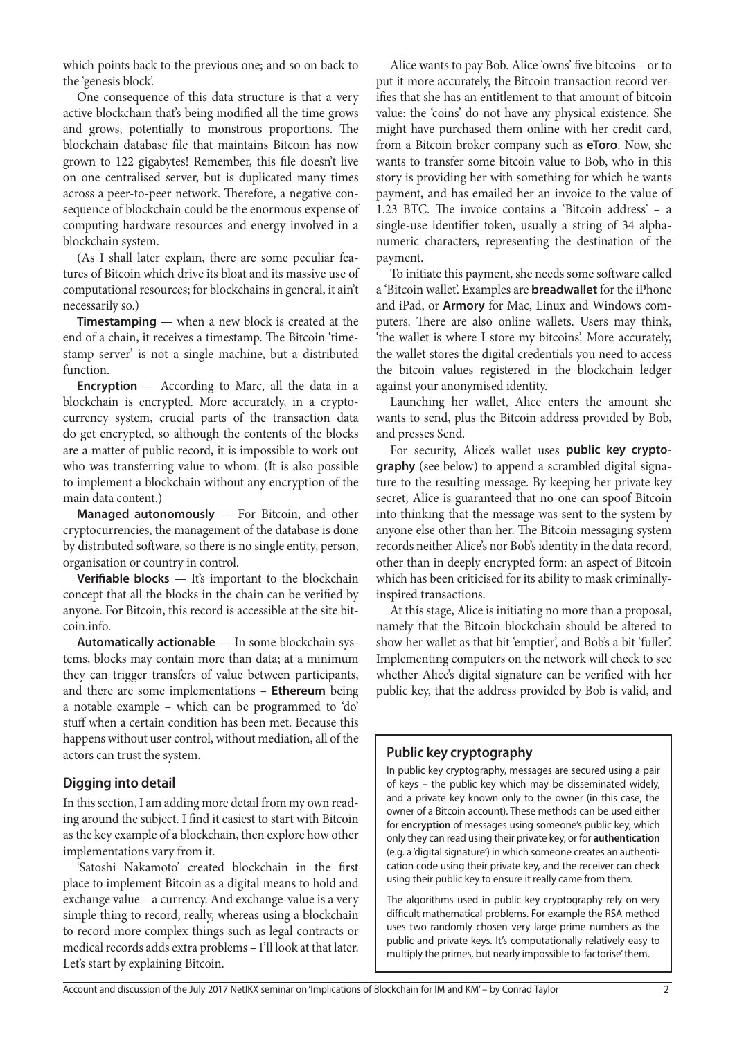which points back to the previous one; and so on back to the 'genesis block'.

One consequence of this data structure is that a very active blockchain that's being modified all the time grows and grows, potentially to monstrous proportions. The blockchain database file that maintains Bitcoin has now grown to 122 gigabytes! Remember, this file doesn't live on one centralised server, but is duplicated many times across a peer-to-peer network. Therefore, a negative consequence of blockchain could be the enormous expense of computing hardware resources and energy involved in a blockchain system.

(As I shall later explain, there are some peculiar features of Bitcoin which drive its bloat and its massive use of computational resources; for blockchains in general, it ain't necessarily so.)

**Timestamping** — when a new block is created at the end of a chain, it receives a timestamp. The Bitcoin 'timestamp server' is not a single machine, but a distributed function.

**Encryption** — According to Marc, all the data in a blockchain is encrypted. More accurately, in a cryptocurrency system, crucial parts of the transaction data do get encrypted, so although the contents of the blocks are a matter of public record, it is impossible to work out who was transferring value to whom. (It is also possible to implement a blockchain without any encryption of the main data content.)

**Managed autonomously** — For Bitcoin, and other cryptocurrencies, the management of the database is done by distributed software, so there is no single entity, person, organisation or country in control.

**Verifiable blocks** — It's important to the blockchain concept that all the blocks in the chain can be verified by anyone. For Bitcoin, this record is accessible at the site bitcoin.info.

**Automatically actionable** — In some blockchain systems, blocks may contain more than data; at a minimum they can trigger transfers of value between participants, and there are some implementations – **Ethereum** being a notable example – which can be programmed to 'do' stuff when a certain condition has been met. Because this happens without user control, without mediation, all of the actors can trust the system.

## Digging into detail

In this section, I am adding more detail from my own reading around the subject. I find it easiest to start with Bitcoin as the key example of a blockchain, then explore how other implementations vary from it.

'Satoshi Nakamoto' created blockchain in the first place to implement Bitcoin as a digital means to hold and exchange value – a currency. And exchange-value is a very simple thing to record, really, whereas using a blockchain to record more complex things such as legal contracts or medical records adds extra problems – I'll look at that later. Let's start by explaining Bitcoin.

Alice wants to pay Bob. Alice 'owns' five bitcoins – or to put it more accurately, the Bitcoin transaction record verifies that she has an entitlement to that amount of bitcoin value: the 'coins' do not have any physical existence. She might have purchased them online with her credit card, from a Bitcoin broker company such as **eToro**. Now, she wants to transfer some bitcoin value to Bob, who in this story is providing her with something for which he wants payment, and has emailed her an invoice to the value of 1.23 BTC. The invoice contains a 'Bitcoin address' – a single-use identifier token, usually a string of 34 alphanumeric characters, representing the destination of the payment.

To initiate this payment, she needs some software called a 'Bitcoin wallet'. Examples are **breadwallet** for the iPhone and iPad, or **Armory** for Mac, Linux and Windows computers. There are also online wallets. Users may think, 'the wallet is where I store my bitcoins'. More accurately, the wallet stores the digital credentials you need to access the bitcoin values registered in the blockchain ledger against your anonymised identity.

Launching her wallet, Alice enters the amount she wants to send, plus the Bitcoin address provided by Bob, and presses Send.

For security, Alice's wallet uses **public key cryptography** (see below) to append a scrambled digital signature to the resulting message. By keeping her private key secret, Alice is guaranteed that no-one can spoof Bitcoin into thinking that the message was sent to the system by anyone else other than her. The Bitcoin messaging system records neither Alice's nor Bob's identity in the data record, other than in deeply encrypted form: an aspect of Bitcoin which has been criticised for its ability to mask criminally-inspired transactions.

At this stage, Alice is initiating no more than a proposal, namely that the Bitcoin blockchain should be altered to show her wallet as that bit 'emptier', and Bob's a bit 'fuller'. Implementing computers on the network will check to see whether Alice's digital signature can be verified with her public key, that the address provided by Bob is valid, and

### Public key cryptography

In public key cryptography, messages are secured using a pair of keys – the public key which may be disseminated widely, and a private key known only to the owner (in this case, the owner of a Bitcoin account). These methods can be used either for **encryption** of messages using someone's public key, which only they can read using their private key, or for **authentication** (e.g. a 'digital signature') in which someone creates an authentication code using their private key, and the receiver can check using their public key to ensure it really came from them.

The algorithms used in public key cryptography rely on very difficult mathematical problems. For example the RSA method uses two randomly chosen very large prime numbers as the public and private keys. It's computationally relatively easy to multiply the primes, but nearly impossible to 'factorise' them.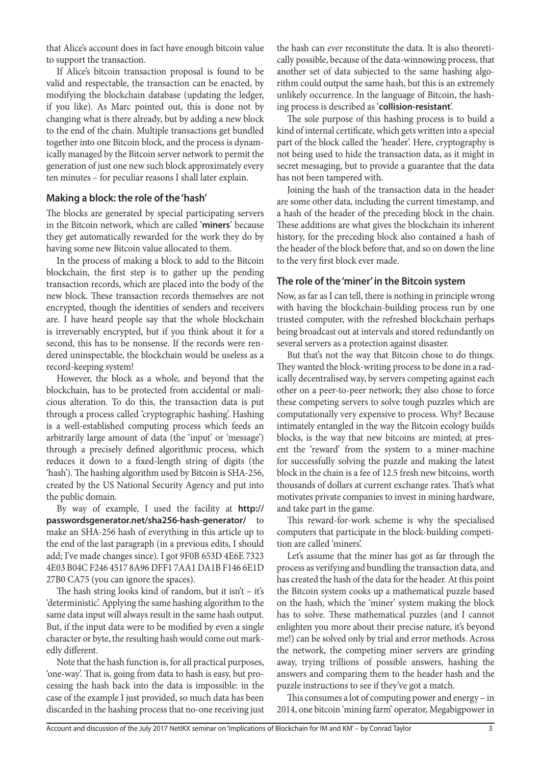that Alice's account does in fact have enough bitcoin value to support the transaction.

If Alice's bitcoin transaction proposal is found to be valid and respectable, the transaction can be enacted, by modifying the blockchain database (updating the ledger, if you like). As Marc pointed out, this is done not by changing what is there already, but by adding a new block to the end of the chain. Multiple transactions get bundled together into one Bitcoin block, and the process is dynamically managed by the Bitcoin server network to permit the generation of just one new such block approximately every ten minutes – for peculiar reasons I shall later explain.

## Making a block: the role of the 'hash'

The blocks are generated by special participating servers in the Bitcoin network, which are called '**miners**' because they get automatically rewarded for the work they do by having some new Bitcoin value allocated to them.

In the process of making a block to add to the Bitcoin blockchain, the first step is to gather up the pending transaction records, which are placed into the body of the new block. These transaction records themselves are not encrypted, though the identities of senders and receivers are. I have heard people say that the whole blockchain is irreversably encrypted, but if you think about it for a second, this has to be nonsense. If the records were rendered uninspectable, the blockchain would be useless as a record-keeping system!

However, the block as a whole, and beyond that the blockchain, has to be protected from accidental or malicious alteration. To do this, the transaction data is put through a process called 'cryptographic hashing'. Hashing is a well-established computing process which feeds an arbitrarily large amount of data (the 'input' or 'message') through a precisely defined algorithmic process, which reduces it down to a fixed-length string of digits (the 'hash'). The hashing algorithm used by Bitcoin is SHA-256, created by the US National Security Agency and put into the public domain.

By way of example, I used the facility at **http://passwordsgenerator.net/sha256-hash-generator/** to make an SHA-256 hash of everything in this article up to the end of the last paragraph (in a previous edits, I should add; I've made changes since). I got 9F0B 653D 4E6E 7323 4E03 B04C F246 4517 8A96 DFF1 7AA1 DA1B F146 6E1D 27B0 CA75 (you can ignore the spaces).

The hash string looks kind of random, but it isn't – it's 'deterministic'. Applying the same hashing algorithm to the same data input will always result in the same hash output. But, if the input data were to be modified by even a single character or byte, the resulting hash would come out markedly different.

Note that the hash function is, for all practical purposes, 'one-way'. That is, going from data to hash is easy, but processing the hash back into the data is impossible: in the case of the example I just provided, so much data has been discarded in the hashing process that no-one receiving just the hash can *ever* reconstitute the data. It is also theoretically possible, because of the data-winnowing process, that another set of data subjected to the same hashing algorithm could output the same hash, but this is an extremely unlikely occurrence. In the language of Bitcoin, the hashing process is described as '**collision-resistant**'.

The sole purpose of this hashing process is to build a kind of internal certificate, which gets written into a special part of the block called the 'header'. Here, cryptography is not being used to hide the transaction data, as it might in secret messaging, but to provide a guarantee that the data has not been tampered with.

Joining the hash of the transaction data in the header are some other data, including the current timestamp, and a hash of the header of the preceding block in the chain. These additions are what gives the blockchain its inherent history, for the preceding block also contained a hash of the header of the block before that, and so on down the line to the very first block ever made.

## The role of the 'miner' in the Bitcoin system

Now, as far as I can tell, there is nothing in principle wrong with having the blockchain-building process run by one trusted computer, with the refreshed blockchain perhaps being broadcast out at intervals and stored redundantly on several servers as a protection against disaster.

But that's not the way that Bitcoin chose to do things. They wanted the block-writing process to be done in a radically decentralised way, by servers competing against each other on a peer-to-peer network; they also chose to force these competing servers to solve tough puzzles which are computationally very expensive to process. Why? Because intimately entangled in the way the Bitcoin ecology builds blocks, is the way that new bitcoins are minted; at present the 'reward' from the system to a miner-machine for successfully solving the puzzle and making the latest block in the chain is a fee of 12.5 fresh new bitcoins, worth thousands of dollars at current exchange rates. That's what motivates private companies to invest in mining hardware, and take part in the game.

This reward-for-work scheme is why the specialised computers that participate in the block-building competition are called 'miners'.

Let's assume that the miner has got as far through the process as verifying and bundling the transaction data, and has created the hash of the data for the header. At this point the Bitcoin system cooks up a mathematical puzzle based on the hash, which the 'miner' system making the block has to solve. These mathematical puzzles (and I cannot enlighten you more about their precise nature, it's beyond me!) can be solved only by trial and error methods. Across the network, the competing miner servers are grinding away, trying trillions of possible answers, hashing the answers and comparing them to the header hash and the puzzle instructions to see if they've got a match.

This consumes a lot of computing power and energy – in 2014, one bitcoin 'mining farm' operator, Megabigpower in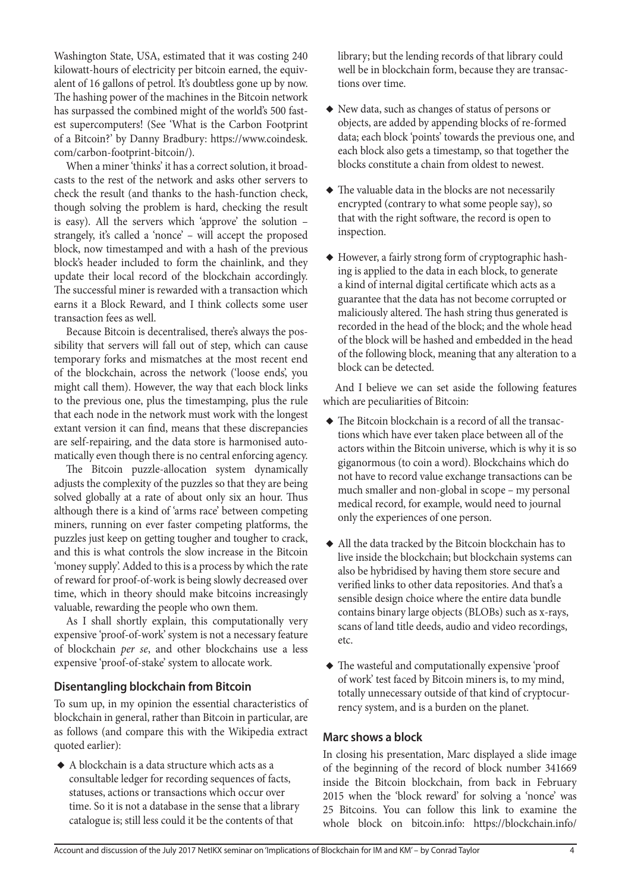Washington State, USA, estimated that it was costing 240 kilowatt-hours of electricity per bitcoin earned, the equivalent of 16 gallons of petrol. It's doubtless gone up by now. The hashing power of the machines in the Bitcoin network has surpassed the combined might of the world's 500 fastest supercomputers! (See 'What is the Carbon Footprint of a Bitcoin?' by Danny Bradbury: https://www.coindesk.com/carbon-footprint-bitcoin/).

When a miner 'thinks' it has a correct solution, it broadcasts to the rest of the network and asks other servers to check the result (and thanks to the hash-function check, though solving the problem is hard, checking the result is easy). All the servers which 'approve' the solution – strangely, it's called a 'nonce' – will accept the proposed block, now timestamped and with a hash of the previous block's header included to form the chainlink, and they update their local record of the blockchain accordingly. The successful miner is rewarded with a transaction which earns it a Block Reward, and I think collects some user transaction fees as well.

Because Bitcoin is decentralised, there's always the possibility that servers will fall out of step, which can cause temporary forks and mismatches at the most recent end of the blockchain, across the network ('loose ends', you might call them). However, the way that each block links to the previous one, plus the timestamping, plus the rule that each node in the network must work with the longest extant version it can find, means that these discrepancies are self-repairing, and the data store is harmonised automatically even though there is no central enforcing agency.

The Bitcoin puzzle-allocation system dynamically adjusts the complexity of the puzzles so that they are being solved globally at a rate of about only six an hour. Thus although there is a kind of 'arms race' between competing miners, running on ever faster competing platforms, the puzzles just keep on getting tougher and tougher to crack, and this is what controls the slow increase in the Bitcoin 'money supply'. Added to this is a process by which the rate of reward for proof-of-work is being slowly decreased over time, which in theory should make bitcoins increasingly valuable, rewarding the people who own them.

As I shall shortly explain, this computationally very expensive 'proof-of-work' system is not a necessary feature of blockchain *per se*, and other blockchains use a less expensive 'proof-of-stake' system to allocate work.

## Disentangling blockchain from Bitcoin

To sum up, in my opinion the essential characteristics of blockchain in general, rather than Bitcoin in particular, are as follows (and compare this with the Wikipedia extract quoted earlier):

- A blockchain is a data structure which acts as a consultable ledger for recording sequences of facts, statuses, actions or transactions which occur over time. So it is not a database in the sense that a library catalogue is; still less could it be the contents of that library; but the lending records of that library could well be in blockchain form, because they are transactions over time.
- New data, such as changes of status of persons or objects, are added by appending blocks of re-formed data; each block 'points' towards the previous one, and each block also gets a timestamp, so that together the blocks constitute a chain from oldest to newest.
- The valuable data in the blocks are not necessarily encrypted (contrary to what some people say), so that with the right software, the record is open to inspection.
- However, a fairly strong form of cryptographic hashing is applied to the data in each block, to generate a kind of internal digital certificate which acts as a guarantee that the data has not become corrupted or maliciously altered. The hash string thus generated is recorded in the head of the block; and the whole head of the block will be hashed and embedded in the head of the following block, meaning that any alteration to a block can be detected.

And I believe we can set aside the following features which are peculiarities of Bitcoin:

- The Bitcoin blockchain is a record of all the transactions which have ever taken place between all of the actors within the Bitcoin universe, which is why it is so giganormous (to coin a word). Blockchains which do not have to record value exchange transactions can be much smaller and non-global in scope – my personal medical record, for example, would need to journal only the experiences of one person.
- All the data tracked by the Bitcoin blockchain has to live inside the blockchain; but blockchain systems can also be hybridised by having them store secure and verified links to other data repositories. And that's a sensible design choice where the entire data bundle contains binary large objects (BLOBs) such as x-rays, scans of land title deeds, audio and video recordings, etc.
- The wasteful and computationally expensive 'proof of work' test faced by Bitcoin miners is, to my mind, totally unnecessary outside of that kind of cryptocurrency system, and is a burden on the planet.

## Marc shows a block

In closing his presentation, Marc displayed a slide image of the beginning of the record of block number 341669 inside the Bitcoin blockchain, from back in February 2015 when the 'block reward' for solving a 'nonce' was 25 Bitcoins. You can follow this link to examine the whole block on bitcoin.info: https://blockchain.info/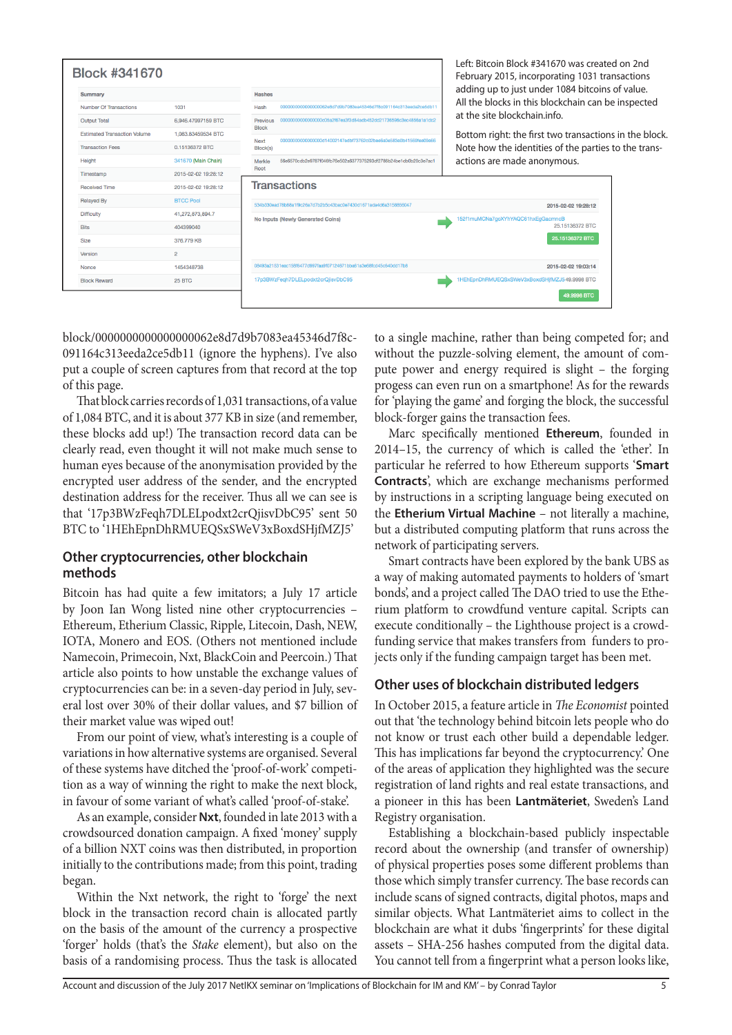## Block #341670

| Summary | |
|---|---|
| Number Of Transactions | 1031 |
| Output Total | 6,946.47997159 BTC |
| Estimated Transaction Volume | 1,083.83459534 BTC |
| Transaction Fees | 0.15136372 BTC |
| Height | 341670 (Main Chain) |
| Timestamp | 2015-02-02 19:28:12 |
| Received Time | 2015-02-02 19:28:12 |
| Relayed By | BTCC Pool |
| Difficulty | 41,272,873,894.7 |
| Bits | 404399040 |
| Size | 376.779 KB |
| Version | 2 |
| Nonce | 1454348738 |
| Block Reward | 25 BTC |

| Hashes | |
|---|---|
| Hash | 0000000000000000062e8d7d9b7083ea45346d7f8c091164c313eeda2ce5db11 |
| Previous Block | 00000000000000000c08a2f67ea3f3d84becb452dd21738598c3ec4858a1a1dc2 |
| Next Block(s) | 00000000000000000d14002147edbf73752c02bae6a0e585e0b41569fea09e66 |
| Merkle Root | 56e6570cdc2e97871048fb76e502a9377375293df2786b24be1db0b20c3e7ac1 |

### Transactions

| | | |
|---|---|---|
| 534b330ead78b88a1f9c26a7d7b2b5c43bac0e7430d1571eda4d6a3158856047 | | 2015-02-02 19:28:12 |
| No Inputs (Newly Generated Coins) | → | 152f1muMCNa7goXYhYAQC61hxEgGacmncB 25.15136372 BTC |
| | | 25.15136372 BTC |
| 0849a21531eac1597477d8971aaf07124871bba61a3e68fcd45c640dd17b8 | | 2015-02-02 19:03:14 |
| 17p3BWzFeqh7DLELpodxt2crQjisvDbC95 | → | 1HEhEpnDhRMUEQSxSWeV3xBoxdSHjfMZJ5 49.9998 BTC |
| | | 49.9998 BTC |

Left: Bitcoin Block #341670 was created on 2nd February 2015, incorporating 1031 transactions adding up to just under 1084 bitcoins of value. All the blocks in this blockchain can be inspected at the site blockchain.info.

Bottom right: the first two transactions in the block. Note how the identities of the parties to the transactions are made anonymous.

block/0000000000000000062e8d7d9b7083ea45346d7f8c091164c313eeda2ce5db11 (ignore the hyphens). I've also put a couple of screen captures from that record at the top of this page.

That block carries records of 1,031 transactions, of a value of 1,084 BTC, and it is about 377 KB in size (and remember, these blocks add up!) The transaction record data can be clearly read, even thought it will not make much sense to human eyes because of the anonymisation provided by the encrypted user address of the sender, and the encrypted destination address for the receiver. Thus all we can see is that '17p3BWzFeqh7DLELpodxt2crQjisvDbC95' sent 50 BTC to '1HEhEpnDhRMUEQSxSWeV3xBoxdSHjfMZJ5'

### Other cryptocurrencies, other blockchain methods

Bitcoin has had quite a few imitators; a July 17 article by Joon Ian Wong listed nine other cryptocurrencies – Ethereum, Etherium Classic, Ripple, Litecoin, Dash, NEW, IOTA, Monero and EOS. (Others not mentioned include Namecoin, Primecoin, Nxt, BlackCoin and Peercoin.) That article also points to how unstable the exchange values of cryptocurrencies can be: in a seven-day period in July, several lost over 30% of their dollar values, and $7 billion of their market value was wiped out!

From our point of view, what's interesting is a couple of variations in how alternative systems are organised. Several of these systems have ditched the 'proof-of-work' competition as a way of winning the right to make the next block, in favour of some variant of what's called 'proof-of-stake'.

As an example, consider **Nxt**, founded in late 2013 with a crowdsourced donation campaign. A fixed 'money' supply of a billion NXT coins was then distributed, in proportion initially to the contributions made; from this point, trading began.

Within the Nxt network, the right to 'forge' the next block in the transaction record chain is allocated partly on the basis of the amount of the currency a prospective 'forger' holds (that's the *Stake* element), but also on the basis of a randomising process. Thus the task is allocated to a single machine, rather than being competed for; and without the puzzle-solving element, the amount of compute power and energy required is slight – the forging progess can even run on a smartphone! As for the rewards for 'playing the game' and forging the block, the successful block-forger gains the transaction fees.

Marc specifically mentioned **Ethereum**, founded in 2014–15, the currency of which is called the 'ether'. In particular he referred to how Ethereum supports '**Smart Contracts**', which are exchange mechanisms performed by instructions in a scripting language being executed on the **Etherium Virtual Machine** – not literally a machine, but a distributed computing platform that runs across the network of participating servers.

Smart contracts have been explored by the bank UBS as a way of making automated payments to holders of 'smart bonds', and a project called The DAO tried to use the Etherium platform to crowdfund venture capital. Scripts can execute conditionally – the Lighthouse project is a crowdfunding service that makes transfers from funders to projects only if the funding campaign target has been met.

### Other uses of blockchain distributed ledgers

In October 2015, a feature article in *The Economist* pointed out that 'the technology behind bitcoin lets people who do not know or trust each other build a dependable ledger. This has implications far beyond the cryptocurrency.' One of the areas of application they highlighted was the secure registration of land rights and real estate transactions, and a pioneer in this has been **Lantmäteriet**, Sweden's Land Registry organisation.

Establishing a blockchain-based publicly inspectable record about the ownership (and transfer of ownership) of physical properties poses some different problems than those which simply transfer currency. The base records can include scans of signed contracts, digital photos, maps and similar objects. What Lantmäteriet aims to collect in the blockchain are what it dubs 'fingerprints' for these digital assets – SHA-256 hashes computed from the digital data. You cannot tell from a fingerprint what a person looks like,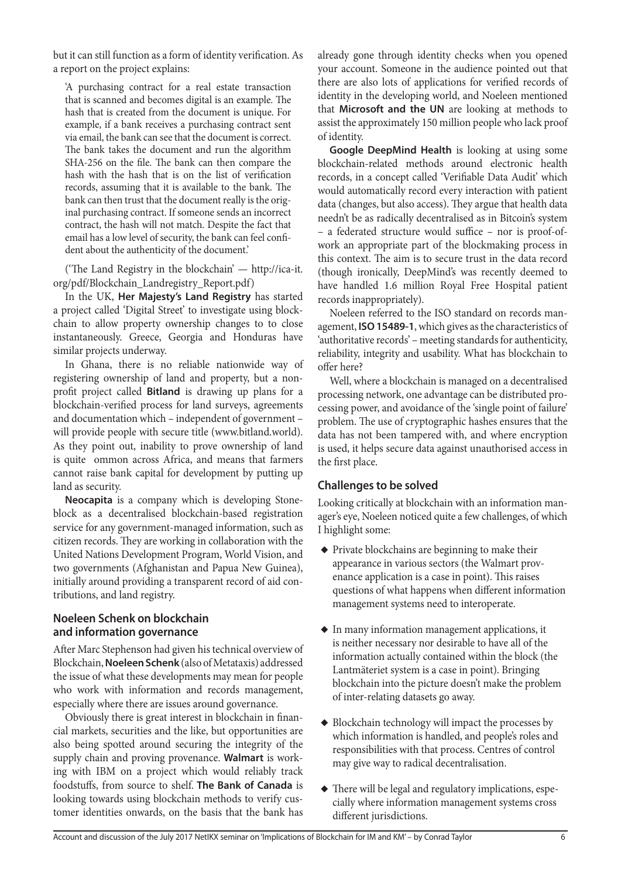but it can still function as a form of identity verification. As a report on the project explains:

> 'A purchasing contract for a real estate transaction that is scanned and becomes digital is an example. The hash that is created from the document is unique. For example, if a bank receives a purchasing contract sent via email, the bank can see that the document is correct. The bank takes the document and run the algorithm SHA-256 on the file. The bank can then compare the hash with the hash that is on the list of verification records, assuming that it is available to the bank. The bank can then trust that the document really is the original purchasing contract. If someone sends an incorrect contract, the hash will not match. Despite the fact that email has a low level of security, the bank can feel confident about the authenticity of the document.'
>
> ('The Land Registry in the blockchain' — http://ica-it.org/pdf/Blockchain_Landregistry_Report.pdf)

In the UK, **Her Majesty's Land Registry** has started a project called 'Digital Street' to investigate using blockchain to allow property ownership changes to to close instantaneously. Greece, Georgia and Honduras have similar projects underway.

In Ghana, there is no reliable nationwide way of registering ownership of land and property, but a non-profit project called **Bitland** is drawing up plans for a blockchain-verified process for land surveys, agreements and documentation which – independent of government – will provide people with secure title (www.bitland.world). As they point out, inability to prove ownership of land is quite ommon across Africa, and means that farmers cannot raise bank capital for development by putting up land as security.

**Neocapita** is a company which is developing Stoneblock as a decentralised blockchain-based registration service for any government-managed information, such as citizen records. They are working in collaboration with the United Nations Development Program, World Vision, and two governments (Afghanistan and Papua New Guinea), initially around providing a transparent record of aid contributions, and land registry.

## Noeleen Schenk on blockchain and information governance

After Marc Stephenson had given his technical overview of Blockchain, **Noeleen Schenk** (also of Metataxis) addressed the issue of what these developments may mean for people who work with information and records management, especially where there are issues around governance.

Obviously there is great interest in blockchain in financial markets, securities and the like, but opportunities are also being spotted around securing the integrity of the supply chain and proving provenance. **Walmart** is working with IBM on a project which would reliably track foodstuffs, from source to shelf. **The Bank of Canada** is looking towards using blockchain methods to verify customer identities onwards, on the basis that the bank has already gone through identity checks when you opened your account. Someone in the audience pointed out that there are also lots of applications for verified records of identity in the developing world, and Noeleen mentioned that **Microsoft and the UN** are looking at methods to assist the approximately 150 million people who lack proof of identity.

**Google DeepMind Health** is looking at using some blockchain-related methods around electronic health records, in a concept called 'Verifiable Data Audit' which would automatically record every interaction with patient data (changes, but also access). They argue that health data needn't be as radically decentralised as in Bitcoin's system – a federated structure would suffice – nor is proof-of-work an appropriate part of the blockmaking process in this context. The aim is to secure trust in the data record (though ironically, DeepMind's was recently deemed to have handled 1.6 million Royal Free Hospital patient records inappropriately).

Noeleen referred to the ISO standard on records management, **ISO 15489-1**, which gives as the characteristics of 'authoritative records' – meeting standards for authenticity, reliability, integrity and usability. What has blockchain to offer here?

Well, where a blockchain is managed on a decentralised processing network, one advantage can be distributed processing power, and avoidance of the 'single point of failure' problem. The use of cryptographic hashes ensures that the data has not been tampered with, and where encryption is used, it helps secure data against unauthorised access in the first place.

## Challenges to be solved

Looking critically at blockchain with an information manager's eye, Noeleen noticed quite a few challenges, of which I highlight some:

- Private blockchains are beginning to make their appearance in various sectors (the Walmart provenance application is a case in point). This raises questions of what happens when different information management systems need to interoperate.
- In many information management applications, it is neither necessary nor desirable to have all of the information actually contained within the block (the Lantmäteriet system is a case in point). Bringing blockchain into the picture doesn't make the problem of inter-relating datasets go away.
- Blockchain technology will impact the processes by which information is handled, and people's roles and responsibilities with that process. Centres of control may give way to radical decentralisation.
- There will be legal and regulatory implications, especially where information management systems cross different jurisdictions.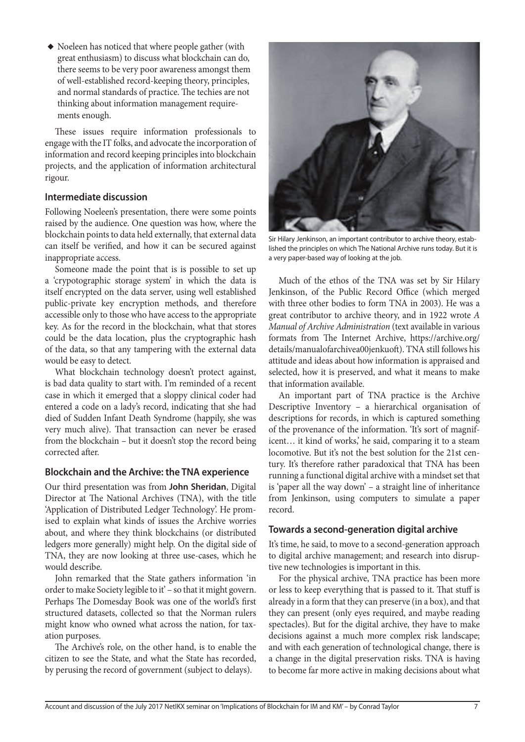- Noeleen has noticed that where people gather (with great enthusiasm) to discuss what blockchain can do, there seems to be very poor awareness amongst them of well-established record-keeping theory, principles, and normal standards of practice. The techies are not thinking about information management requirements enough.

These issues require information professionals to engage with the IT folks, and advocate the incorporation of information and record keeping principles into blockchain projects, and the application of information architectural rigour.

### Intermediate discussion

Following Noeleen's presentation, there were some points raised by the audience. One question was how, where the blockchain points to data held externally, that external data can itself be verified, and how it can be secured against inappropriate access.

Someone made the point that is is possible to set up a 'crypotographic storage system' in which the data is itself encrypted on the data server, using well established public-private key encryption methods, and therefore accessible only to those who have access to the appropriate key. As for the record in the blockchain, what that stores could be the data location, plus the cryptographic hash of the data, so that any tampering with the external data would be easy to detect.

What blockchain technology doesn't protect against, is bad data quality to start with. I'm reminded of a recent case in which it emerged that a sloppy clinical coder had entered a code on a lady's record, indicating that she had died of Sudden Infant Death Syndrome (happily, she was very much alive). That transaction can never be erased from the blockchain – but it doesn't stop the record being corrected after.

### Blockchain and the Archive: the TNA experience

Our third presentation was from **John Sheridan**, Digital Director at The National Archives (TNA), with the title 'Application of Distributed Ledger Technology'. He promised to explain what kinds of issues the Archive worries about, and where they think blockchains (or distributed ledgers more generally) might help. On the digital side of TNA, they are now looking at three use-cases, which he would describe.

John remarked that the State gathers information 'in order to make Society legible to it' – so that it might govern. Perhaps The Domesday Book was one of the world's first structured datasets, collected so that the Norman rulers might know who owned what across the nation, for taxation purposes.

The Archive's role, on the other hand, is to enable the citizen to see the State, and what the State has recorded, by perusing the record of government (subject to delays).

Sir Hilary Jenkinson, an important contributor to archive theory, established the principles on which The National Archive runs today. But it is a very paper-based way of looking at the job.

Much of the ethos of the TNA was set by Sir Hilary Jenkinson, of the Public Record Office (which merged with three other bodies to form TNA in 2003). He was a great contributor to archive theory, and in 1922 wrote *A Manual of Archive Administration* (text available in various formats from The Internet Archive, https://archive.org/details/manualofarchivea00jenkuoft). TNA still follows his attitude and ideas about how information is appraised and selected, how it is preserved, and what it means to make that information available.

An important part of TNA practice is the Archive Descriptive Inventory – a hierarchical organisation of descriptions for records, in which is captured something of the provenance of the information. 'It's sort of magnificent… it kind of works,' he said, comparing it to a steam locomotive. But it's not the best solution for the 21st century. It's therefore rather paradoxical that TNA has been running a functional digital archive with a mindset set that is 'paper all the way down' – a straight line of inheritance from Jenkinson, using computers to simulate a paper record.

### Towards a second-generation digital archive

It's time, he said, to move to a second-generation approach to digital archive management; and research into disruptive new technologies is important in this.

For the physical archive, TNA practice has been more or less to keep everything that is passed to it. That stuff is already in a form that they can preserve (in a box), and that they can present (only eyes required, and maybe reading spectacles). But for the digital archive, they have to make decisions against a much more complex risk landscape; and with each generation of technological change, there is a change in the digital preservation risks. TNA is having to become far more active in making decisions about what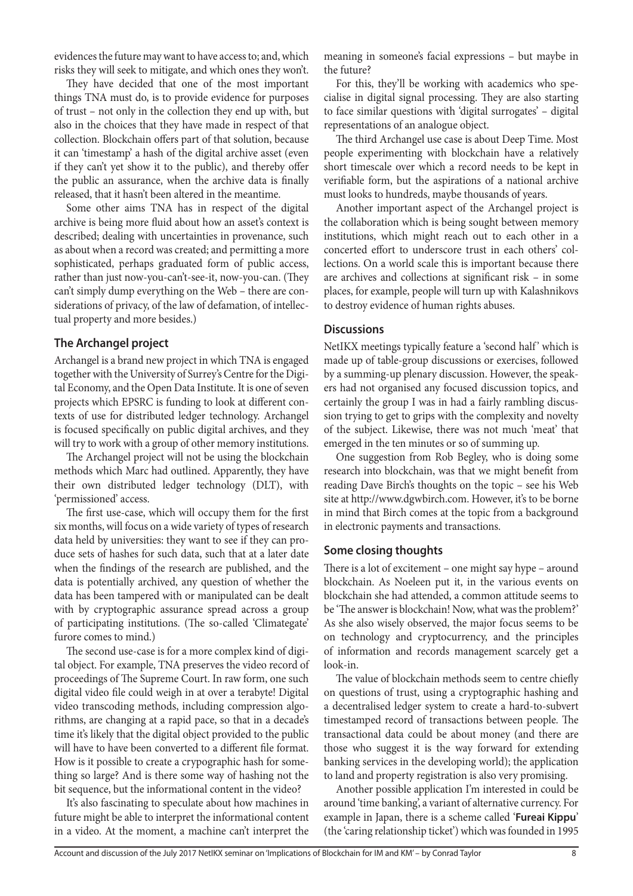evidences the future may want to have access to; and, which risks they will seek to mitigate, and which ones they won't.

They have decided that one of the most important things TNA must do, is to provide evidence for purposes of trust – not only in the collection they end up with, but also in the choices that they have made in respect of that collection. Blockchain offers part of that solution, because it can 'timestamp' a hash of the digital archive asset (even if they can't yet show it to the public), and thereby offer the public an assurance, when the archive data is finally released, that it hasn't been altered in the meantime.

Some other aims TNA has in respect of the digital archive is being more fluid about how an asset's context is described; dealing with uncertainties in provenance, such as about when a record was created; and permitting a more sophisticated, perhaps graduated form of public access, rather than just now-you-can't-see-it, now-you-can. (They can't simply dump everything on the Web – there are considerations of privacy, of the law of defamation, of intellectual property and more besides.)

## The Archangel project

Archangel is a brand new project in which TNA is engaged together with the University of Surrey's Centre for the Digital Economy, and the Open Data Institute. It is one of seven projects which EPSRC is funding to look at different contexts of use for distributed ledger technology. Archangel is focused specifically on public digital archives, and they will try to work with a group of other memory institutions.

The Archangel project will not be using the blockchain methods which Marc had outlined. Apparently, they have their own distributed ledger technology (DLT), with 'permissioned' access.

The first use-case, which will occupy them for the first six months, will focus on a wide variety of types of research data held by universities: they want to see if they can produce sets of hashes for such data, such that at a later date when the findings of the research are published, and the data is potentially archived, any question of whether the data has been tampered with or manipulated can be dealt with by cryptographic assurance spread across a group of participating institutions. (The so-called 'Climategate' furore comes to mind.)

The second use-case is for a more complex kind of digital object. For example, TNA preserves the video record of proceedings of The Supreme Court. In raw form, one such digital video file could weigh in at over a terabyte! Digital video transcoding methods, including compression algorithms, are changing at a rapid pace, so that in a decade's time it's likely that the digital object provided to the public will have to have been converted to a different file format. How is it possible to create a crypographic hash for something so large? And is there some way of hashing not the bit sequence, but the informational content in the video?

It's also fascinating to speculate about how machines in future might be able to interpret the informational content in a video. At the moment, a machine can't interpret the meaning in someone's facial expressions – but maybe in the future?

For this, they'll be working with academics who specialise in digital signal processing. They are also starting to face similar questions with 'digital surrogates' – digital representations of an analogue object.

The third Archangel use case is about Deep Time. Most people experimenting with blockchain have a relatively short timescale over which a record needs to be kept in verifiable form, but the aspirations of a national archive must looks to hundreds, maybe thousands of years.

Another important aspect of the Archangel project is the collaboration which is being sought between memory institutions, which might reach out to each other in a concerted effort to underscore trust in each others' collections. On a world scale this is important because there are archives and collections at significant risk – in some places, for example, people will turn up with Kalashnikovs to destroy evidence of human rights abuses.

## Discussions

NetIKX meetings typically feature a 'second half' which is made up of table-group discussions or exercises, followed by a summing-up plenary discussion. However, the speakers had not organised any focused discussion topics, and certainly the group I was in had a fairly rambling discussion trying to get to grips with the complexity and novelty of the subject. Likewise, there was not much 'meat' that emerged in the ten minutes or so of summing up.

One suggestion from Rob Begley, who is doing some research into blockchain, was that we might benefit from reading Dave Birch's thoughts on the topic – see his Web site at http://www.dgwbirch.com. However, it's to be borne in mind that Birch comes at the topic from a background in electronic payments and transactions.

## Some closing thoughts

There is a lot of excitement – one might say hype – around blockchain. As Noeleen put it, in the various events on blockchain she had attended, a common attitude seems to be 'The answer is blockchain! Now, what was the problem?' As she also wisely observed, the major focus seems to be on technology and cryptocurrency, and the principles of information and records management scarcely get a look-in.

The value of blockchain methods seem to centre chiefly on questions of trust, using a cryptographic hashing and a decentralised ledger system to create a hard-to-subvert timestamped record of transactions between people. The transactional data could be about money (and there are those who suggest it is the way forward for extending banking services in the developing world); the application to land and property registration is also very promising.

Another possible application I'm interested in could be around 'time banking', a variant of alternative currency. For example in Japan, there is a scheme called '**Fureai Kippu**' (the 'caring relationship ticket') which was founded in 1995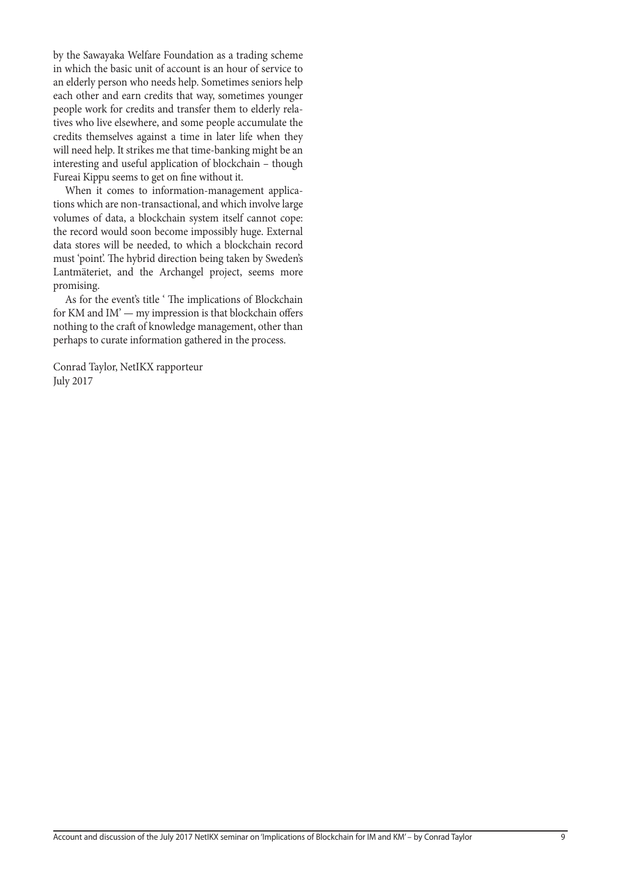by the Sawayaka Welfare Foundation as a trading scheme in which the basic unit of account is an hour of service to an elderly person who needs help. Sometimes seniors help each other and earn credits that way, sometimes younger people work for credits and transfer them to elderly relatives who live elsewhere, and some people accumulate the credits themselves against a time in later life when they will need help. It strikes me that time-banking might be an interesting and useful application of blockchain – though Fureai Kippu seems to get on fine without it.

When it comes to information-management applications which are non-transactional, and which involve large volumes of data, a blockchain system itself cannot cope: the record would soon become impossibly huge. External data stores will be needed, to which a blockchain record must 'point'. The hybrid direction being taken by Sweden's Lantmäteriet, and the Archangel project, seems more promising.

As for the event's title ' The implications of Blockchain for KM and IM' — my impression is that blockchain offers nothing to the craft of knowledge management, other than perhaps to curate information gathered in the process.

Conrad Taylor, NetIKX rapporteur
July 2017